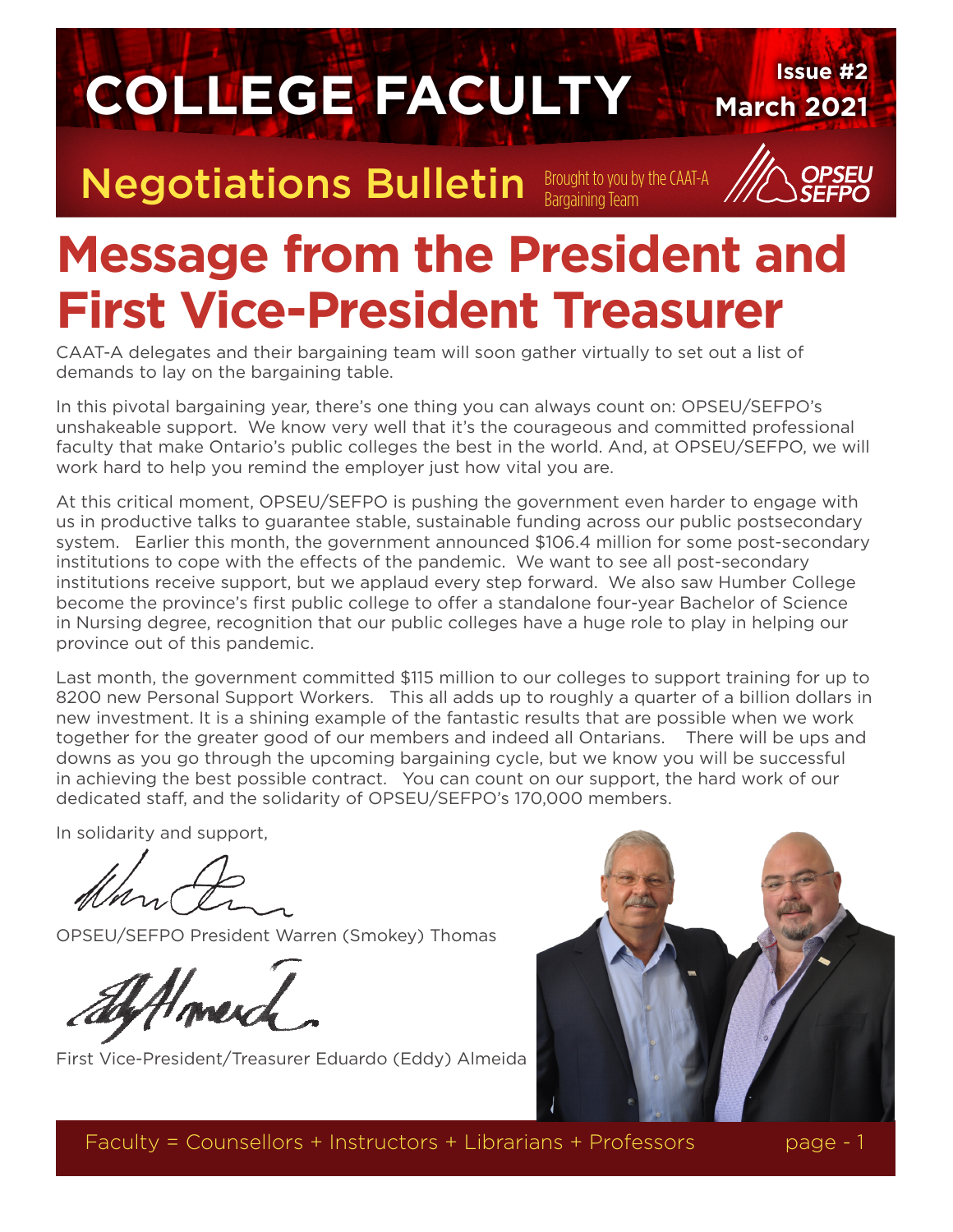# COLLEGE FACULTY

**Issue #2**
**March 2021**

## Negotiations Bulletin

Brought to you by the CAAT-A Bargaining Team

# Message from the President and First Vice-President Treasurer

CAAT-A delegates and their bargaining team will soon gather virtually to set out a list of demands to lay on the bargaining table.

In this pivotal bargaining year, there's one thing you can always count on: OPSEU/SEFPO's unshakeable support. We know very well that it's the courageous and committed professional faculty that make Ontario's public colleges the best in the world. And, at OPSEU/SEFPO, we will work hard to help you remind the employer just how vital you are.

At this critical moment, OPSEU/SEFPO is pushing the government even harder to engage with us in productive talks to guarantee stable, sustainable funding across our public postsecondary system. Earlier this month, the government announced $106.4 million for some post-secondary institutions to cope with the effects of the pandemic. We want to see all post-secondary institutions receive support, but we applaud every step forward. We also saw Humber College become the province's first public college to offer a standalone four-year Bachelor of Science in Nursing degree, recognition that our public colleges have a huge role to play in helping our province out of this pandemic.

Last month, the government committed $115 million to our colleges to support training for up to 8200 new Personal Support Workers. This all adds up to roughly a quarter of a billion dollars in new investment. It is a shining example of the fantastic results that are possible when we work together for the greater good of our members and indeed all Ontarians. There will be ups and downs as you go through the upcoming bargaining cycle, but we know you will be successful in achieving the best possible contract. You can count on our support, the hard work of our dedicated staff, and the solidarity of OPSEU/SEFPO's 170,000 members.

In solidarity and support,

OPSEU/SEFPO President Warren (Smokey) Thomas

First Vice-President/Treasurer Eduardo (Eddy) Almeida

Faculty = Counsellors + Instructors + Librarians + Professors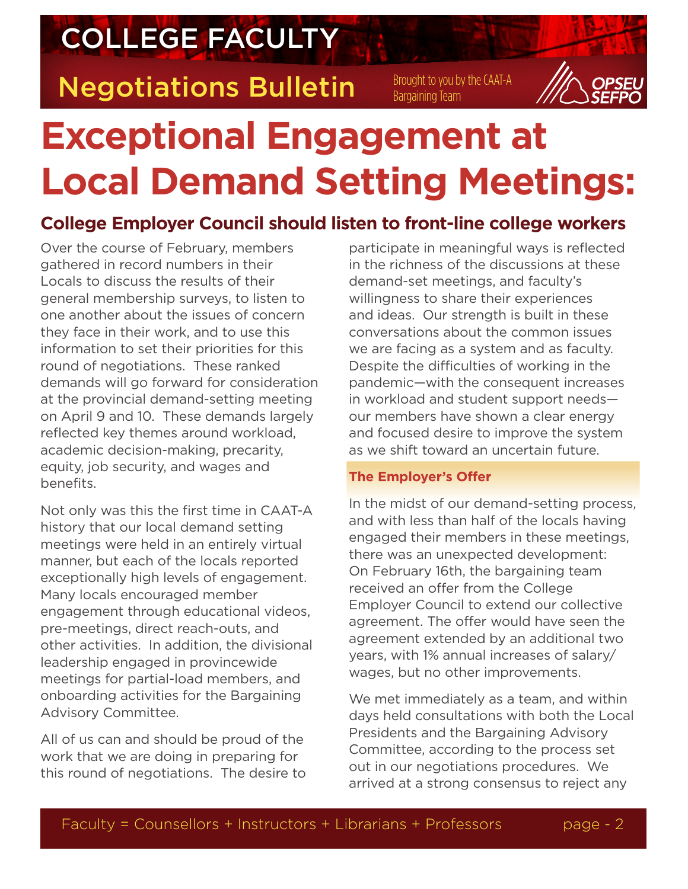# Exceptional Engagement at Local Demand Setting Meetings:

## College Employer Council should listen to front-line college workers

Over the course of February, members gathered in record numbers in their Locals to discuss the results of their general membership surveys, to listen to one another about the issues of concern they face in their work, and to use this information to set their priorities for this round of negotiations. These ranked demands will go forward for consideration at the provincial demand-setting meeting on April 9 and 10. These demands largely reflected key themes around workload, academic decision-making, precarity, equity, job security, and wages and benefits.

Not only was this the first time in CAAT-A history that our local demand setting meetings were held in an entirely virtual manner, but each of the locals reported exceptionally high levels of engagement. Many locals encouraged member engagement through educational videos, pre-meetings, direct reach-outs, and other activities. In addition, the divisional leadership engaged in provincewide meetings for partial-load members, and onboarding activities for the Bargaining Advisory Committee.

All of us can and should be proud of the work that we are doing in preparing for this round of negotiations. The desire to participate in meaningful ways is reflected in the richness of the discussions at these demand-set meetings, and faculty's willingness to share their experiences and ideas. Our strength is built in these conversations about the common issues we are facing as a system and as faculty. Despite the difficulties of working in the pandemic—with the consequent increases in workload and student support needs—our members have shown a clear energy and focused desire to improve the system as we shift toward an uncertain future.

### The Employer's Offer

In the midst of our demand-setting process, and with less than half of the locals having engaged their members in these meetings, there was an unexpected development: On February 16th, the bargaining team received an offer from the College Employer Council to extend our collective agreement. The offer would have seen the agreement extended by an additional two years, with 1% annual increases of salary/wages, but no other improvements.

We met immediately as a team, and within days held consultations with both the Local Presidents and the Bargaining Advisory Committee, according to the process set out in our negotiations procedures. We arrived at a strong consensus to reject any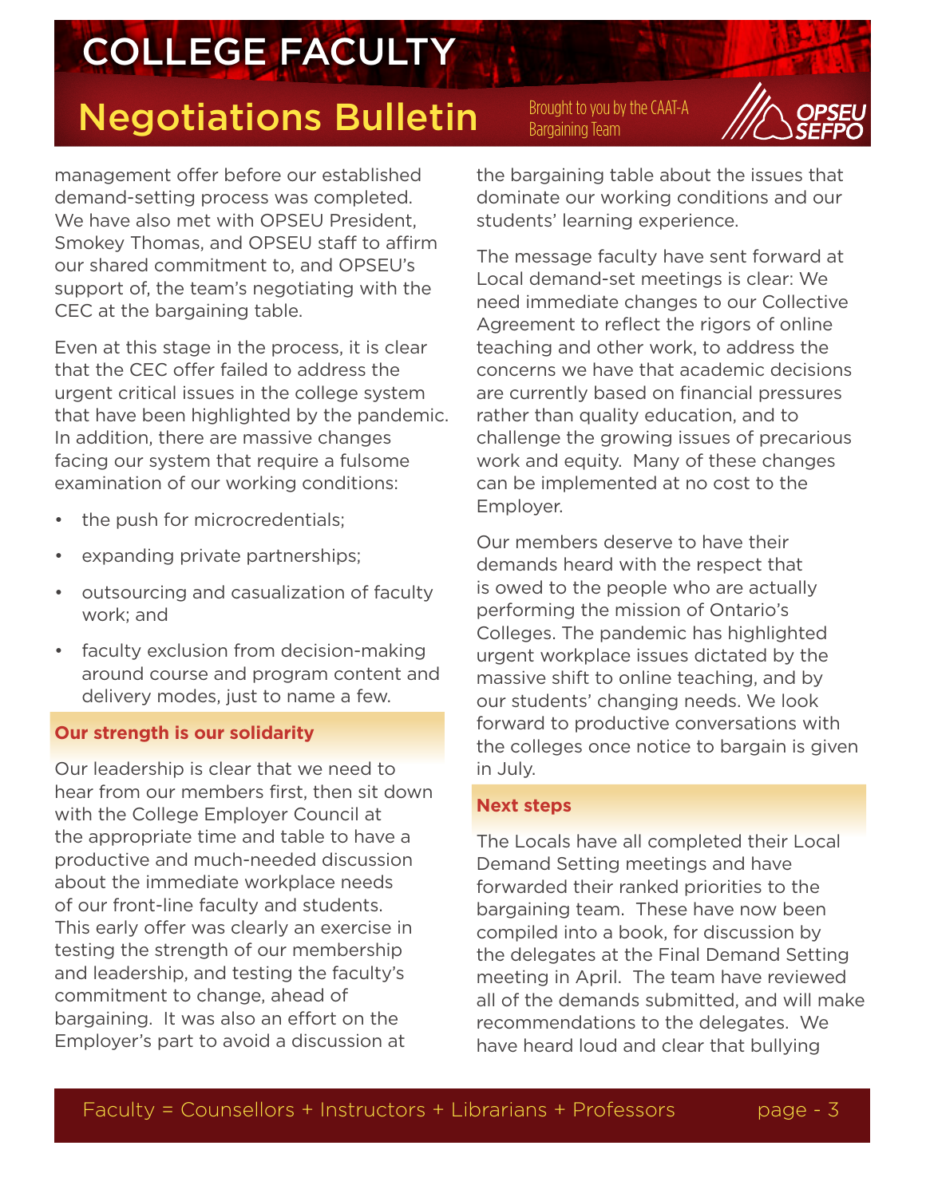management offer before our established demand-setting process was completed. We have also met with OPSEU President, Smokey Thomas, and OPSEU staff to affirm our shared commitment to, and OPSEU's support of, the team's negotiating with the CEC at the bargaining table.

Even at this stage in the process, it is clear that the CEC offer failed to address the urgent critical issues in the college system that have been highlighted by the pandemic. In addition, there are massive changes facing our system that require a fulsome examination of our working conditions:

- the push for microcredentials;
- expanding private partnerships;
- outsourcing and casualization of faculty work; and
- faculty exclusion from decision-making around course and program content and delivery modes, just to name a few.

## Our strength is our solidarity

Our leadership is clear that we need to hear from our members first, then sit down with the College Employer Council at the appropriate time and table to have a productive and much-needed discussion about the immediate workplace needs of our front-line faculty and students. This early offer was clearly an exercise in testing the strength of our membership and leadership, and testing the faculty's commitment to change, ahead of bargaining. It was also an effort on the Employer's part to avoid a discussion at the bargaining table about the issues that dominate our working conditions and our students' learning experience.

The message faculty have sent forward at Local demand-set meetings is clear: We need immediate changes to our Collective Agreement to reflect the rigors of online teaching and other work, to address the concerns we have that academic decisions are currently based on financial pressures rather than quality education, and to challenge the growing issues of precarious work and equity. Many of these changes can be implemented at no cost to the Employer.

Our members deserve to have their demands heard with the respect that is owed to the people who are actually performing the mission of Ontario's Colleges. The pandemic has highlighted urgent workplace issues dictated by the massive shift to online teaching, and by our students' changing needs. We look forward to productive conversations with the colleges once notice to bargain is given in July.

## Next steps

The Locals have all completed their Local Demand Setting meetings and have forwarded their ranked priorities to the bargaining team. These have now been compiled into a book, for discussion by the delegates at the Final Demand Setting meeting in April. The team have reviewed all of the demands submitted, and will make recommendations to the delegates. We have heard loud and clear that bullying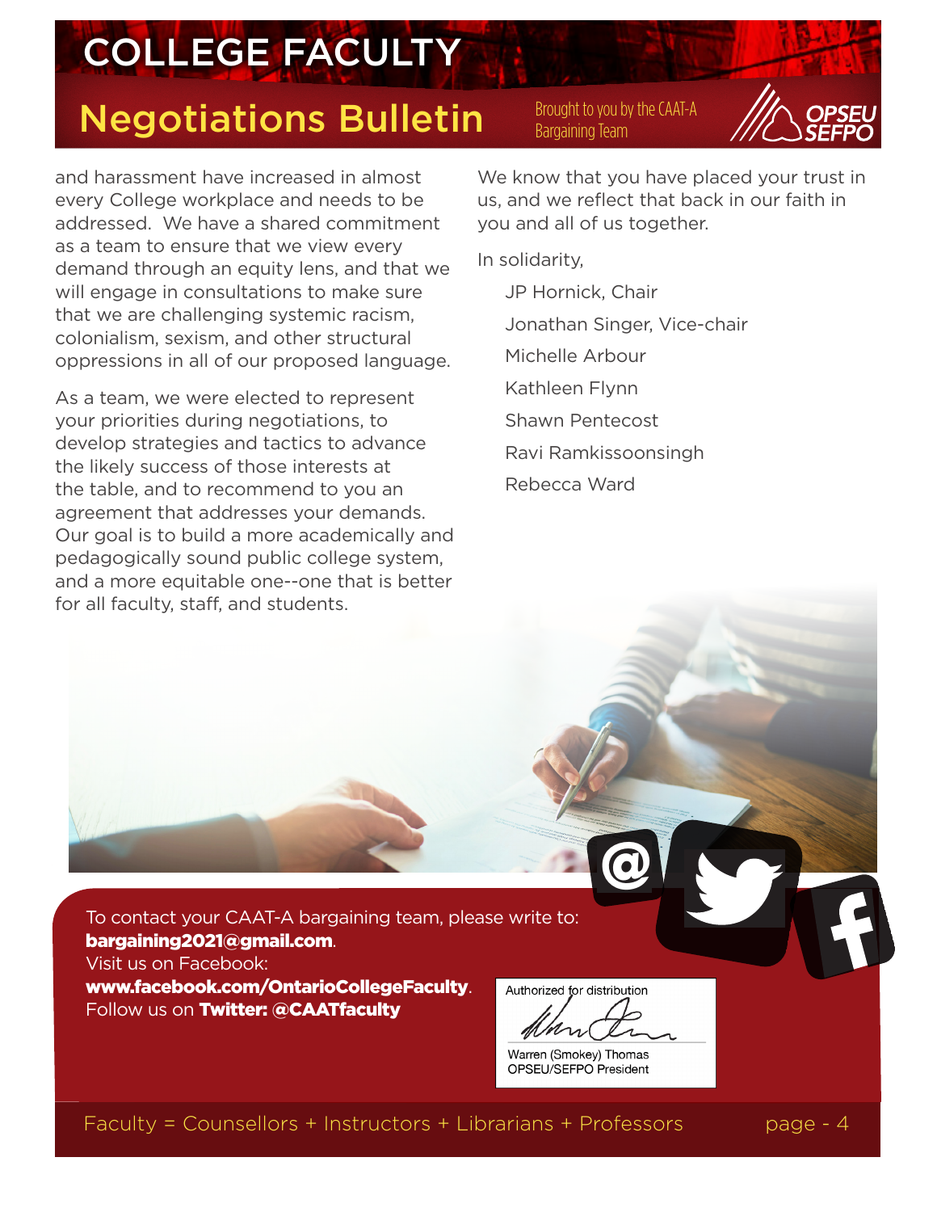and harassment have increased in almost every College workplace and needs to be addressed. We have a shared commitment as a team to ensure that we view every demand through an equity lens, and that we will engage in consultations to make sure that we are challenging systemic racism, colonialism, sexism, and other structural oppressions in all of our proposed language.

As a team, we were elected to represent your priorities during negotiations, to develop strategies and tactics to advance the likely success of those interests at the table, and to recommend to you an agreement that addresses your demands. Our goal is to build a more academically and pedagogically sound public college system, and a more equitable one--one that is better for all faculty, staff, and students.

We know that you have placed your trust in us, and we reflect that back in our faith in you and all of us together.

In solidarity,

JP Hornick, Chair
Jonathan Singer, Vice-chair
Michelle Arbour
Kathleen Flynn
Shawn Pentecost
Ravi Ramkissoonsingh
Rebecca Ward

To contact your CAAT-A bargaining team, please write to: **bargaining2021@gmail.com**.
Visit us on Facebook: **www.facebook.com/OntarioCollegeFaculty**.
Follow us on **Twitter: @CAATfaculty**

Authorized for distribution

Warren (Smokey) Thomas
OPSEU/SEFPO President

Faculty = Counsellors + Instructors + Librarians + Professors